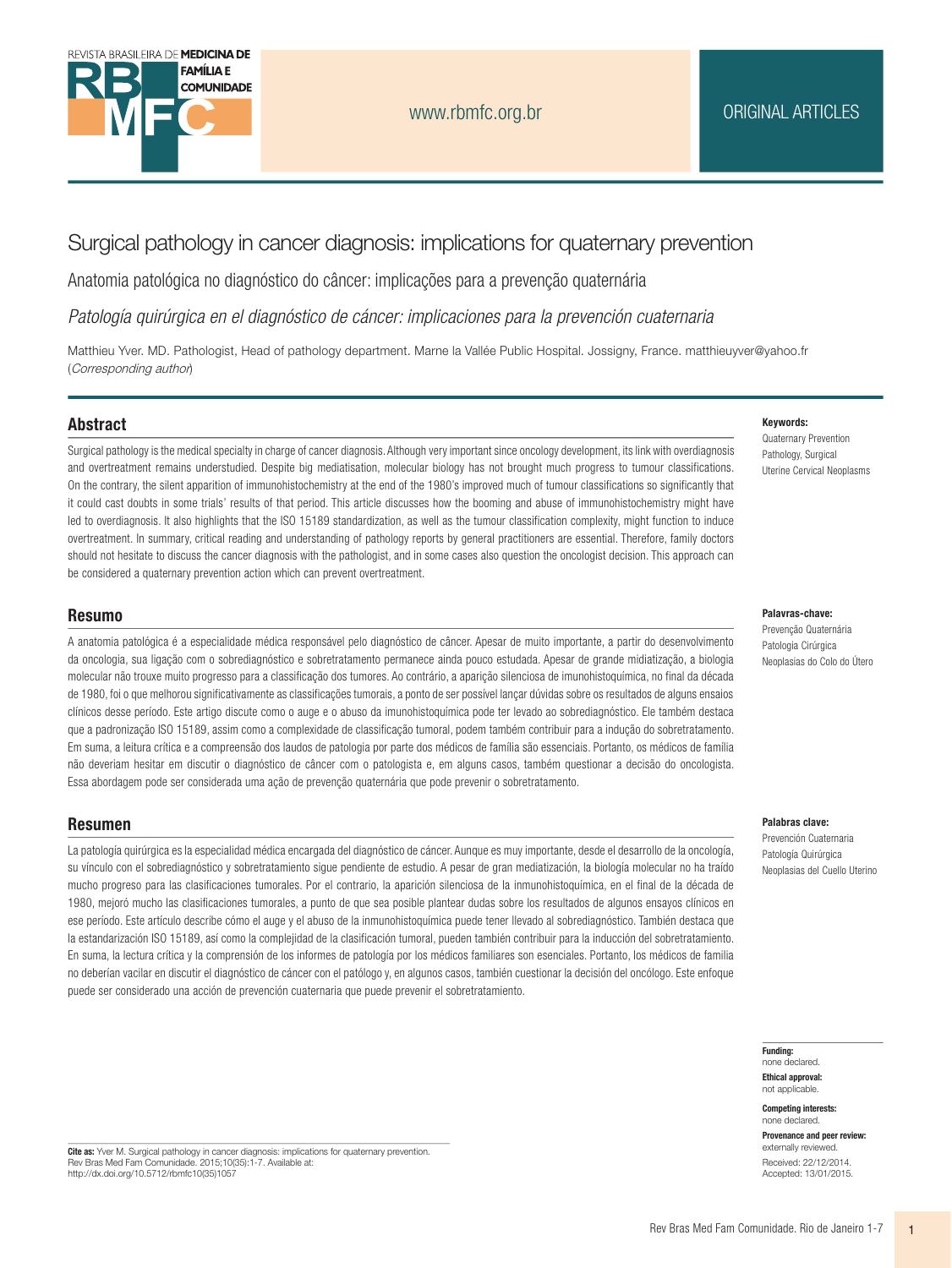# Surgical pathology in cancer diagnosis: implications for quaternary prevention

## Anatomia patológica no diagnóstico do câncer: implicações para a prevenção quaternária

## *Patología quirúrgica en el diagnóstico de cáncer: implicaciones para la prevención cuaternaria*

Matthieu Yver. MD. Pathologist, Head of pathology department. Marne la Vallée Public Hospital. Jossigny, France. matthieuyver@yahoo.fr (*Corresponding author*)

## Abstract

Surgical pathology is the medical specialty in charge of cancer diagnosis. Although very important since oncology development, its link with overdiagnosis and overtreatment remains understudied. Despite big mediatisation, molecular biology has not brought much progress to tumour classifications. On the contrary, the silent apparition of immunohistochemistry at the end of the 1980's improved much of tumour classifications so significantly that it could cast doubts in some trials' results of that period. This article discusses how the booming and abuse of immunohistochemistry might have led to overdiagnosis. It also highlights that the ISO 15189 standardization, as well as the tumour classification complexity, might function to induce overtreatment. In summary, critical reading and understanding of pathology reports by general practitioners are essential. Therefore, family doctors should not hesitate to discuss the cancer diagnosis with the pathologist, and in some cases also question the oncologist decision. This approach can be considered a quaternary prevention action which can prevent overtreatment.

**Keywords:** Quaternary Prevention; Pathology, Surgical; Uterine Cervical Neoplasms

## Resumo

A anatomia patológica é a especialidade médica responsável pelo diagnóstico de câncer. Apesar de muito importante, a partir do desenvolvimento da oncologia, sua ligação com o sobrediagnóstico e sobretratamento permanece ainda pouco estudada. Apesar de grande midiatização, a biologia molecular não trouxe muito progresso para a classificação dos tumores. Ao contrário, a aparição silenciosa de imunohistoquímica, no final da década de 1980, foi o que melhorou significativamente as classificações tumorais, a ponto de ser possível lançar dúvidas sobre os resultados de alguns ensaios clínicos desse período. Este artigo discute como o auge e o abuso da imunohistoquímica pode ter levado ao sobrediagnóstico. Ele também destaca que a padronização ISO 15189, assim como a complexidade de classificação tumoral, podem também contribuir para a indução do sobretratamento. Em suma, a leitura crítica e a compreensão dos laudos de patologia por parte dos médicos de família são essenciais. Portanto, os médicos de família não deveriam hesitar em discutir o diagnóstico de câncer com o patologista e, em alguns casos, também questionar a decisão do oncologista. Essa abordagem pode ser considerada uma ação de prevenção quaternária que pode prevenir o sobretratamento.

**Palavras-chave:** Prevenção Quaternária; Patologia Cirúrgica; Neoplasias do Colo do Útero

## Resumen

La patología quirúrgica es la especialidad médica encargada del diagnóstico de cáncer. Aunque es muy importante, desde el desarrollo de la oncología, su vínculo con el sobrediagnóstico y sobretratamiento sigue pendiente de estudio. A pesar de gran mediatización, la biología molecular no ha traído mucho progreso para las clasificaciones tumorales. Por el contrario, la aparición silenciosa de la inmunohistoquímica, en el final de la década de 1980, mejoró mucho las clasificaciones tumorales, a punto de que sea posible plantear dudas sobre los resultados de algunos ensayos clínicos en ese período. Este artículo describe cómo el auge y el abuso de la inmunohistoquímica puede tener llevado al sobrediagnóstico. También destaca que la estandarización ISO 15189, así como la complejidad de la clasificación tumoral, pueden también contribuir para la inducción del sobretratamiento. En suma, la lectura crítica y la comprensión de los informes de patología por los médicos familiares son esenciales. Portanto, los médicos de familia no deberían vacilar en discutir el diagnóstico de cáncer con el patólogo y, en algunos casos, también cuestionar la decisión del oncólogo. Este enfoque puede ser considerado una acción de prevención cuaternaria que puede prevenir el sobretratamiento.

**Palabras clave:** Prevención Cuaternaria; Patología Quirúrgica; Neoplasias del Cuello Uterino

**Funding:** none declared.
**Ethical approval:** not applicable.
**Competing interests:** none declared.
**Provenance and peer review:** externally reviewed.
Received: 22/12/2014.
Accepted: 13/01/2015.

**Cite as:** Yver M. Surgical pathology in cancer diagnosis: implications for quaternary prevention. Rev Bras Med Fam Comunidade. 2015;10(35):1-7. Available at: http://dx.doi.org/10.5712/rbmfc10(35)1057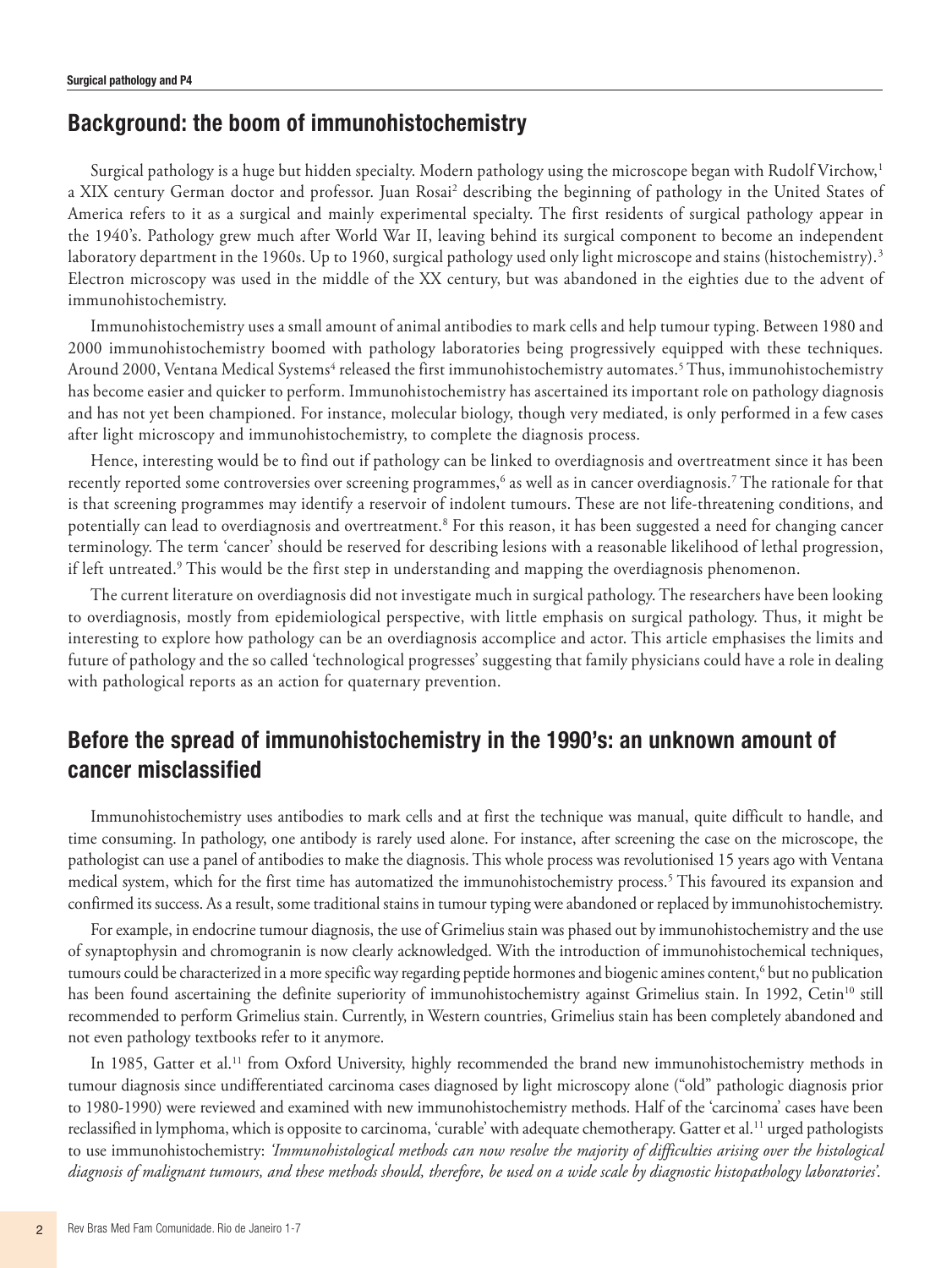## Background: the boom of immunohistochemistry

Surgical pathology is a huge but hidden specialty. Modern pathology using the microscope began with Rudolf Virchow,[1] a XIX century German doctor and professor. Juan Rosai[2] describing the beginning of pathology in the United States of America refers to it as a surgical and mainly experimental specialty. The first residents of surgical pathology appear in the 1940's. Pathology grew much after World War II, leaving behind its surgical component to become an independent laboratory department in the 1960s. Up to 1960, surgical pathology used only light microscope and stains (histochemistry).[3] Electron microscopy was used in the middle of the XX century, but was abandoned in the eighties due to the advent of immunohistochemistry.

Immunohistochemistry uses a small amount of animal antibodies to mark cells and help tumour typing. Between 1980 and 2000 immunohistochemistry boomed with pathology laboratories being progressively equipped with these techniques. Around 2000, Ventana Medical Systems[4] released the first immunohistochemistry automates.[5] Thus, immunohistochemistry has become easier and quicker to perform. Immunohistochemistry has ascertained its important role on pathology diagnosis and has not yet been championed. For instance, molecular biology, though very mediated, is only performed in a few cases after light microscopy and immunohistochemistry, to complete the diagnosis process.

Hence, interesting would be to find out if pathology can be linked to overdiagnosis and overtreatment since it has been recently reported some controversies over screening programmes,[6] as well as in cancer overdiagnosis.[7] The rationale for that is that screening programmes may identify a reservoir of indolent tumours. These are not life-threatening conditions, and potentially can lead to overdiagnosis and overtreatment.[8] For this reason, it has been suggested a need for changing cancer terminology. The term 'cancer' should be reserved for describing lesions with a reasonable likelihood of lethal progression, if left untreated.[9] This would be the first step in understanding and mapping the overdiagnosis phenomenon.

The current literature on overdiagnosis did not investigate much in surgical pathology. The researchers have been looking to overdiagnosis, mostly from epidemiological perspective, with little emphasis on surgical pathology. Thus, it might be interesting to explore how pathology can be an overdiagnosis accomplice and actor. This article emphasises the limits and future of pathology and the so called 'technological progresses' suggesting that family physicians could have a role in dealing with pathological reports as an action for quaternary prevention.

## Before the spread of immunohistochemistry in the 1990's: an unknown amount of cancer misclassified

Immunohistochemistry uses antibodies to mark cells and at first the technique was manual, quite difficult to handle, and time consuming. In pathology, one antibody is rarely used alone. For instance, after screening the case on the microscope, the pathologist can use a panel of antibodies to make the diagnosis. This whole process was revolutionised 15 years ago with Ventana medical system, which for the first time has automatized the immunohistochemistry process.[5] This favoured its expansion and confirmed its success. As a result, some traditional stains in tumour typing were abandoned or replaced by immunohistochemistry.

For example, in endocrine tumour diagnosis, the use of Grimelius stain was phased out by immunohistochemistry and the use of synaptophysin and chromogranin is now clearly acknowledged. With the introduction of immunohistochemical techniques, tumours could be characterized in a more specific way regarding peptide hormones and biogenic amines content,[6] but no publication has been found ascertaining the definite superiority of immunohistochemistry against Grimelius stain. In 1992, Cetin[10] still recommended to perform Grimelius stain. Currently, in Western countries, Grimelius stain has been completely abandoned and not even pathology textbooks refer to it anymore.

In 1985, Gatter et al.[11] from Oxford University, highly recommended the brand new immunohistochemistry methods in tumour diagnosis since undifferentiated carcinoma cases diagnosed by light microscopy alone ("old" pathologic diagnosis prior to 1980-1990) were reviewed and examined with new immunohistochemistry methods. Half of the 'carcinoma' cases have been reclassified in lymphoma, which is opposite to carcinoma, 'curable' with adequate chemotherapy. Gatter et al.[11] urged pathologists to use immunohistochemistry: *'Immunohistological methods can now resolve the majority of difficulties arising over the histological diagnosis of malignant tumours, and these methods should, therefore, be used on a wide scale by diagnostic histopathology laboratories'.*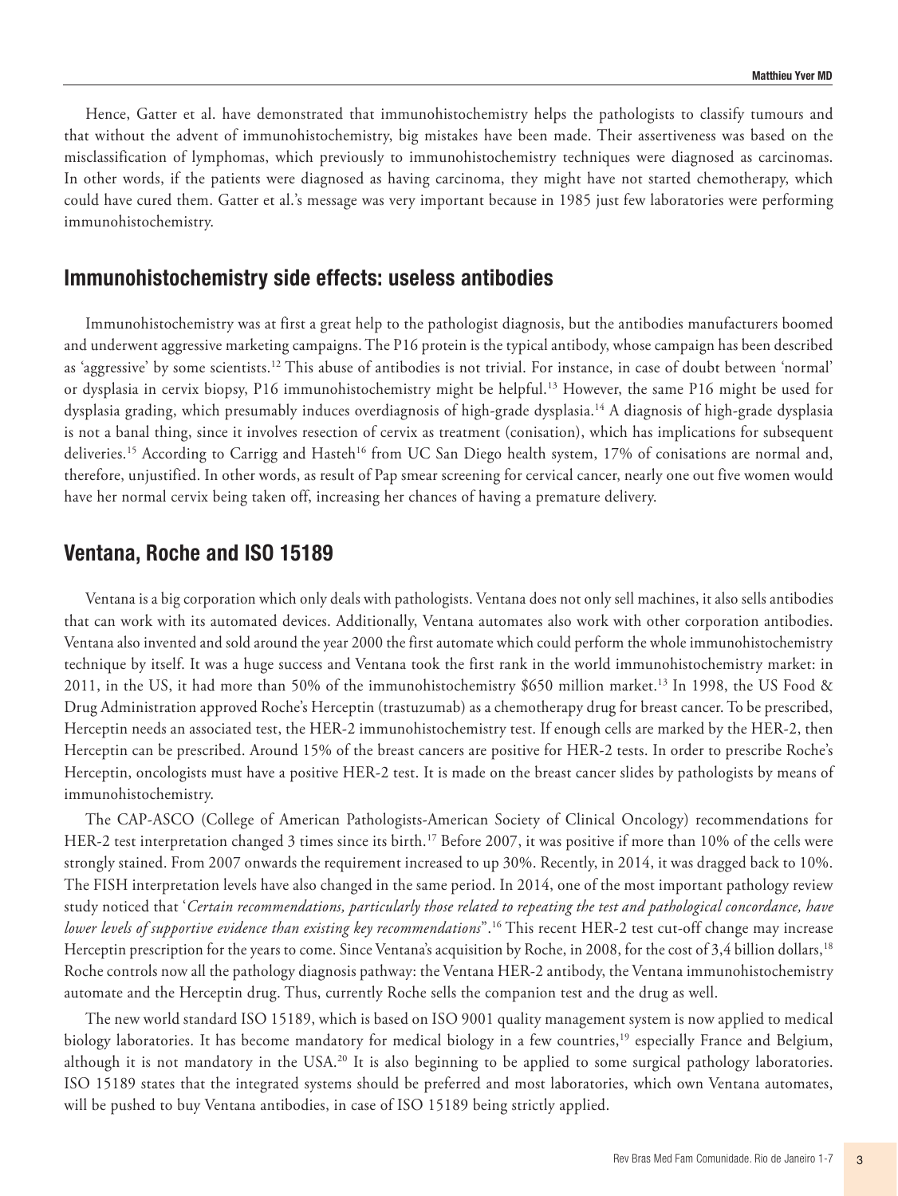Hence, Gatter et al. have demonstrated that immunohistochemistry helps the pathologists to classify tumours and that without the advent of immunohistochemistry, big mistakes have been made. Their assertiveness was based on the misclassification of lymphomas, which previously to immunohistochemistry techniques were diagnosed as carcinomas. In other words, if the patients were diagnosed as having carcinoma, they might have not started chemotherapy, which could have cured them. Gatter et al.'s message was very important because in 1985 just few laboratories were performing immunohistochemistry.

## Immunohistochemistry side effects: useless antibodies

Immunohistochemistry was at first a great help to the pathologist diagnosis, but the antibodies manufacturers boomed and underwent aggressive marketing campaigns. The P16 protein is the typical antibody, whose campaign has been described as 'aggressive' by some scientists.[12] This abuse of antibodies is not trivial. For instance, in case of doubt between 'normal' or dysplasia in cervix biopsy, P16 immunohistochemistry might be helpful.[13] However, the same P16 might be used for dysplasia grading, which presumably induces overdiagnosis of high-grade dysplasia.[14] A diagnosis of high-grade dysplasia is not a banal thing, since it involves resection of cervix as treatment (conisation), which has implications for subsequent deliveries.[15] According to Carrigg and Hasteh[16] from UC San Diego health system, 17% of conisations are normal and, therefore, unjustified. In other words, as result of Pap smear screening for cervical cancer, nearly one out five women would have her normal cervix being taken off, increasing her chances of having a premature delivery.

## Ventana, Roche and ISO 15189

Ventana is a big corporation which only deals with pathologists. Ventana does not only sell machines, it also sells antibodies that can work with its automated devices. Additionally, Ventana automates also work with other corporation antibodies. Ventana also invented and sold around the year 2000 the first automate which could perform the whole immunohistochemistry technique by itself. It was a huge success and Ventana took the first rank in the world immunohistochemistry market: in 2011, in the US, it had more than 50% of the immunohistochemistry $650 million market.[13] In 1998, the US Food & Drug Administration approved Roche's Herceptin (trastuzumab) as a chemotherapy drug for breast cancer. To be prescribed, Herceptin needs an associated test, the HER-2 immunohistochemistry test. If enough cells are marked by the HER-2, then Herceptin can be prescribed. Around 15% of the breast cancers are positive for HER-2 tests. In order to prescribe Roche's Herceptin, oncologists must have a positive HER-2 test. It is made on the breast cancer slides by pathologists by means of immunohistochemistry.

The CAP-ASCO (College of American Pathologists-American Society of Clinical Oncology) recommendations for HER-2 test interpretation changed 3 times since its birth.[17] Before 2007, it was positive if more than 10% of the cells were strongly stained. From 2007 onwards the requirement increased to up 30%. Recently, in 2014, it was dragged back to 10%. The FISH interpretation levels have also changed in the same period. In 2014, one of the most important pathology review study noticed that '*Certain recommendations, particularly those related to repeating the test and pathological concordance, have lower levels of supportive evidence than existing key recommendations*".[16] This recent HER-2 test cut-off change may increase Herceptin prescription for the years to come. Since Ventana's acquisition by Roche, in 2008, for the cost of 3,4 billion dollars,[18] Roche controls now all the pathology diagnosis pathway: the Ventana HER-2 antibody, the Ventana immunohistochemistry automate and the Herceptin drug. Thus, currently Roche sells the companion test and the drug as well.

The new world standard ISO 15189, which is based on ISO 9001 quality management system is now applied to medical biology laboratories. It has become mandatory for medical biology in a few countries,[19] especially France and Belgium, although it is not mandatory in the USA.[20] It is also beginning to be applied to some surgical pathology laboratories. ISO 15189 states that the integrated systems should be preferred and most laboratories, which own Ventana automates, will be pushed to buy Ventana antibodies, in case of ISO 15189 being strictly applied.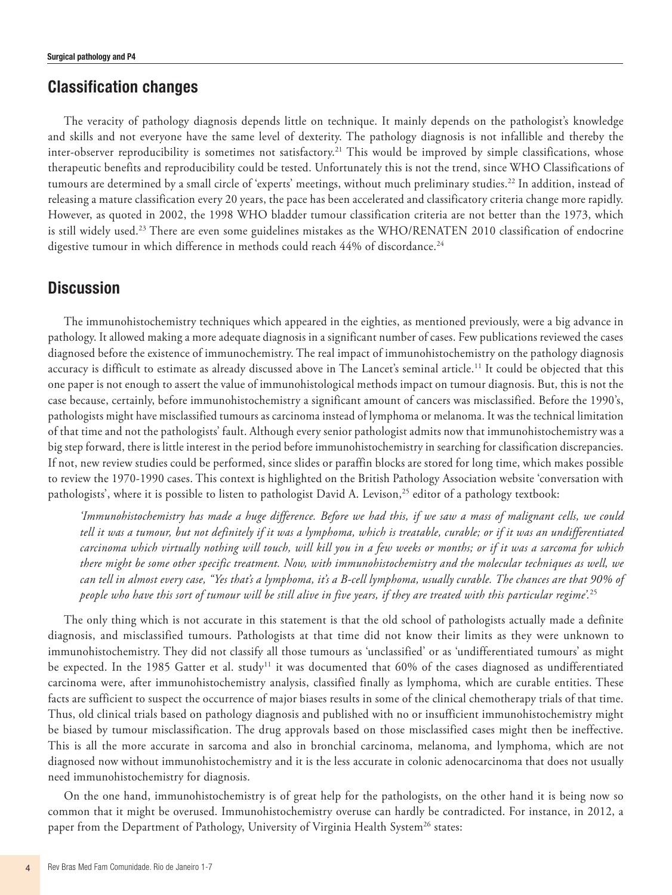## Classification changes

The veracity of pathology diagnosis depends little on technique. It mainly depends on the pathologist's knowledge and skills and not everyone have the same level of dexterity. The pathology diagnosis is not infallible and thereby the inter-observer reproducibility is sometimes not satisfactory.[21] This would be improved by simple classifications, whose therapeutic benefits and reproducibility could be tested. Unfortunately this is not the trend, since WHO Classifications of tumours are determined by a small circle of 'experts' meetings, without much preliminary studies.[22] In addition, instead of releasing a mature classification every 20 years, the pace has been accelerated and classificatory criteria change more rapidly. However, as quoted in 2002, the 1998 WHO bladder tumour classification criteria are not better than the 1973, which is still widely used.[23] There are even some guidelines mistakes as the WHO/RENATEN 2010 classification of endocrine digestive tumour in which difference in methods could reach 44% of discordance.[24]

## Discussion

The immunohistochemistry techniques which appeared in the eighties, as mentioned previously, were a big advance in pathology. It allowed making a more adequate diagnosis in a significant number of cases. Few publications reviewed the cases diagnosed before the existence of immunochemistry. The real impact of immunohistochemistry on the pathology diagnosis accuracy is difficult to estimate as already discussed above in The Lancet's seminal article.[11] It could be objected that this one paper is not enough to assert the value of immunohistological methods impact on tumour diagnosis. But, this is not the case because, certainly, before immunohistochemistry a significant amount of cancers was misclassified. Before the 1990's, pathologists might have misclassified tumours as carcinoma instead of lymphoma or melanoma. It was the technical limitation of that time and not the pathologists' fault. Although every senior pathologist admits now that immunohistochemistry was a big step forward, there is little interest in the period before immunohistochemistry in searching for classification discrepancies. If not, new review studies could be performed, since slides or paraffin blocks are stored for long time, which makes possible to review the 1970-1990 cases. This context is highlighted on the British Pathology Association website 'conversation with pathologists', where it is possible to listen to pathologist David A. Levison,[25] editor of a pathology textbook:

> *'Immunohistochemistry has made a huge difference. Before we had this, if we saw a mass of malignant cells, we could tell it was a tumour, but not definitely if it was a lymphoma, which is treatable, curable; or if it was an undifferentiated carcinoma which virtually nothing will touch, will kill you in a few weeks or months; or if it was a sarcoma for which there might be some other specific treatment. Now, with immunohistochemistry and the molecular techniques as well, we can tell in almost every case, "Yes that's a lymphoma, it's a B-cell lymphoma, usually curable. The chances are that 90% of people who have this sort of tumour will be still alive in five years, if they are treated with this particular regime'.*[25]

The only thing which is not accurate in this statement is that the old school of pathologists actually made a definite diagnosis, and misclassified tumours. Pathologists at that time did not know their limits as they were unknown to immunohistochemistry. They did not classify all those tumours as 'unclassified' or as 'undifferentiated tumours' as might be expected. In the 1985 Gatter et al. study[11] it was documented that 60% of the cases diagnosed as undifferentiated carcinoma were, after immunohistochemistry analysis, classified finally as lymphoma, which are curable entities. These facts are sufficient to suspect the occurrence of major biases results in some of the clinical chemotherapy trials of that time. Thus, old clinical trials based on pathology diagnosis and published with no or insufficient immunohistochemistry might be biased by tumour misclassification. The drug approvals based on those misclassified cases might then be ineffective. This is all the more accurate in sarcoma and also in bronchial carcinoma, melanoma, and lymphoma, which are not diagnosed now without immunohistochemistry and it is the less accurate in colonic adenocarcinoma that does not usually need immunohistochemistry for diagnosis.

On the one hand, immunohistochemistry is of great help for the pathologists, on the other hand it is being now so common that it might be overused. Immunohistochemistry overuse can hardly be contradicted. For instance, in 2012, a paper from the Department of Pathology, University of Virginia Health System[26] states: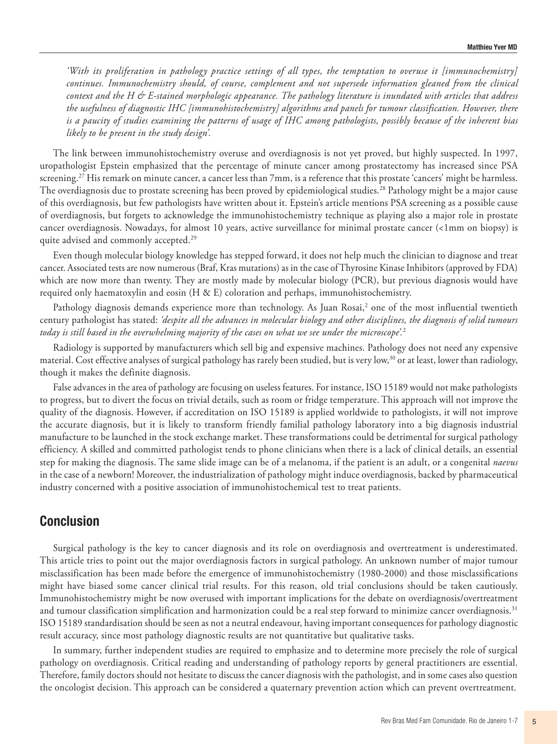*'With its proliferation in pathology practice settings of all types, the temptation to overuse it [immunochemistry] continues. Immunochemistry should, of course, complement and not supersede information gleaned from the clinical context and the H & E-stained morphologic appearance. The pathology literature is inundated with articles that address the usefulness of diagnostic IHC [immunohistochemistry] algorithms and panels for tumour classification. However, there is a paucity of studies examining the patterns of usage of IHC among pathologists, possibly because of the inherent bias likely to be present in the study design'.*

The link between immunohistochemistry overuse and overdiagnosis is not yet proved, but highly suspected. In 1997, uropathologist Epstein emphasized that the percentage of minute cancer among prostatectomy has increased since PSA screening.[27] His remark on minute cancer, a cancer less than 7mm, is a reference that this prostate 'cancers' might be harmless. The overdiagnosis due to prostate screening has been proved by epidemiological studies.[28] Pathology might be a major cause of this overdiagnosis, but few pathologists have written about it. Epstein's article mentions PSA screening as a possible cause of overdiagnosis, but forgets to acknowledge the immunohistochemistry technique as playing also a major role in prostate cancer overdiagnosis. Nowadays, for almost 10 years, active surveillance for minimal prostate cancer (<1mm on biopsy) is quite advised and commonly accepted.[29]

Even though molecular biology knowledge has stepped forward, it does not help much the clinician to diagnose and treat cancer. Associated tests are now numerous (Braf, Kras mutations) as in the case of Thyrosine Kinase Inhibitors (approved by FDA) which are now more than twenty. They are mostly made by molecular biology (PCR), but previous diagnosis would have required only haematoxylin and eosin (H & E) coloration and perhaps, immunohistochemistry.

Pathology diagnosis demands experience more than technology. As Juan Rosai,[2] one of the most influential twentieth century pathologist has stated: *'despite all the advances in molecular biology and other disciplines, the diagnosis of solid tumours today is still based in the overwhelming majority of the cases on what we see under the microscope'.*[2]

Radiology is supported by manufacturers which sell big and expensive machines. Pathology does not need any expensive material. Cost effective analyses of surgical pathology has rarely been studied, but is very low,[30] or at least, lower than radiology, though it makes the definite diagnosis.

False advances in the area of pathology are focusing on useless features. For instance, ISO 15189 would not make pathologists to progress, but to divert the focus on trivial details, such as room or fridge temperature. This approach will not improve the quality of the diagnosis. However, if accreditation on ISO 15189 is applied worldwide to pathologists, it will not improve the accurate diagnosis, but it is likely to transform friendly familial pathology laboratory into a big diagnosis industrial manufacture to be launched in the stock exchange market. These transformations could be detrimental for surgical pathology efficiency. A skilled and committed pathologist tends to phone clinicians when there is a lack of clinical details, an essential step for making the diagnosis. The same slide image can be of a melanoma, if the patient is an adult, or a congenital *naevus* in the case of a newborn! Moreover, the industrialization of pathology might induce overdiagnosis, backed by pharmaceutical industry concerned with a positive association of immunohistochemical test to treat patients.

## Conclusion

Surgical pathology is the key to cancer diagnosis and its role on overdiagnosis and overtreatment is underestimated. This article tries to point out the major overdiagnosis factors in surgical pathology. An unknown number of major tumour misclassification has been made before the emergence of immunohistochemistry (1980-2000) and those misclassifications might have biased some cancer clinical trial results. For this reason, old trial conclusions should be taken cautiously. Immunohistochemistry might be now overused with important implications for the debate on overdiagnosis/overtreatment and tumour classification simplification and harmonization could be a real step forward to minimize cancer overdiagnosis.[31] ISO 15189 standardisation should be seen as not a neutral endeavour, having important consequences for pathology diagnostic result accuracy, since most pathology diagnostic results are not quantitative but qualitative tasks.

In summary, further independent studies are required to emphasize and to determine more precisely the role of surgical pathology on overdiagnosis. Critical reading and understanding of pathology reports by general practitioners are essential. Therefore, family doctors should not hesitate to discuss the cancer diagnosis with the pathologist, and in some cases also question the oncologist decision. This approach can be considered a quaternary prevention action which can prevent overtreatment.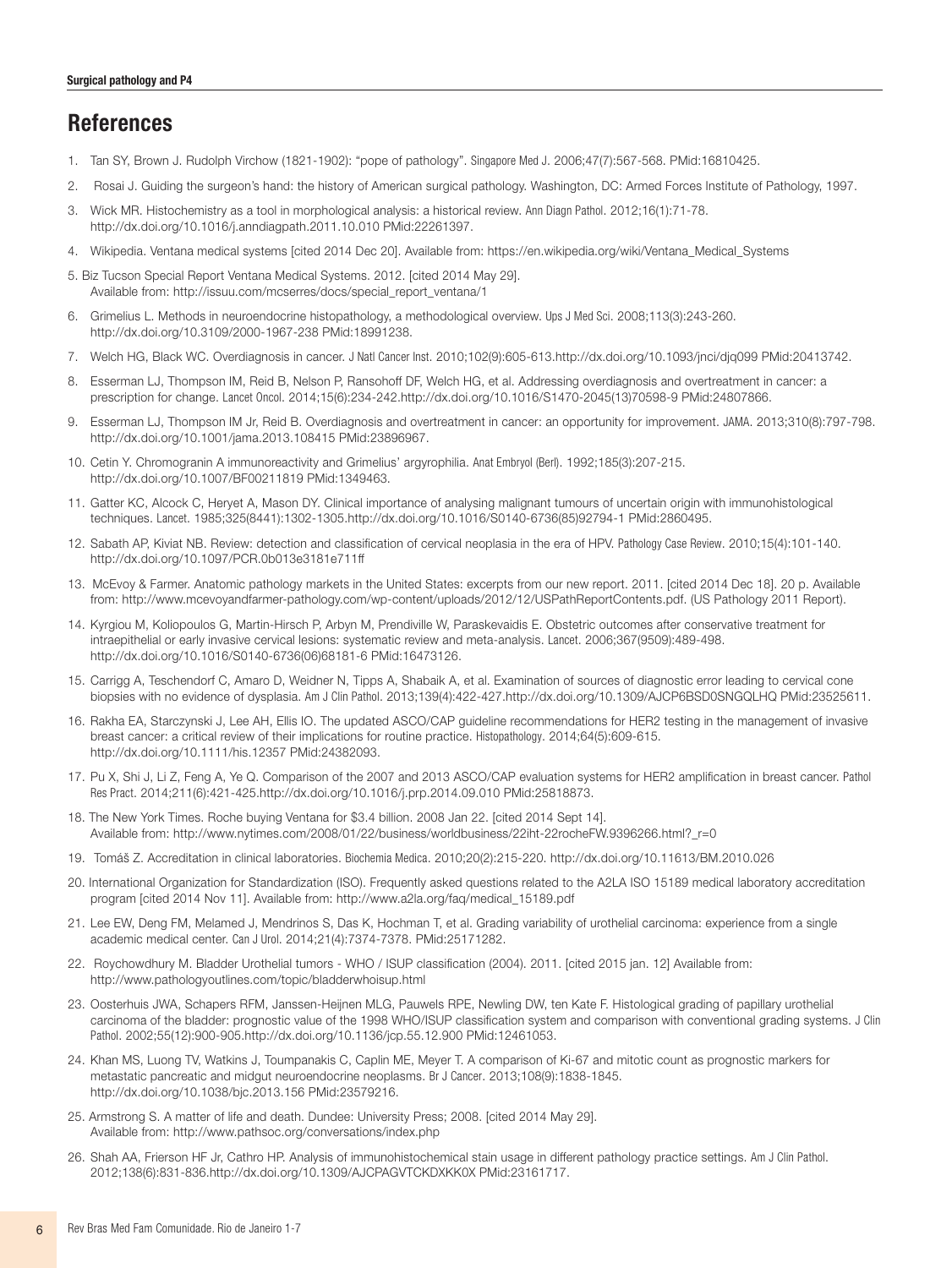## References

1. Tan SY, Brown J. Rudolph Virchow (1821-1902): "pope of pathology". Singapore Med J. 2006;47(7):567-568. PMid:16810425.
2. Rosai J. Guiding the surgeon's hand: the history of American surgical pathology. Washington, DC: Armed Forces Institute of Pathology, 1997.
3. Wick MR. Histochemistry as a tool in morphological analysis: a historical review. Ann Diagn Pathol. 2012;16(1):71-78. http://dx.doi.org/10.1016/j.anndiagpath.2011.10.010 PMid:22261397.
4. Wikipedia. Ventana medical systems [cited 2014 Dec 20]. Available from: https://en.wikipedia.org/wiki/Ventana_Medical_Systems
5. Biz Tucson Special Report Ventana Medical Systems. 2012. [cited 2014 May 29]. Available from: http://issuu.com/mcserres/docs/special_report_ventana/1
6. Grimelius L. Methods in neuroendocrine histopathology, a methodological overview. Ups J Med Sci. 2008;113(3):243-260. http://dx.doi.org/10.3109/2000-1967-238 PMid:18991238.
7. Welch HG, Black WC. Overdiagnosis in cancer. J Natl Cancer Inst. 2010;102(9):605-613.http://dx.doi.org/10.1093/jnci/djq099 PMid:20413742.
8. Esserman LJ, Thompson IM, Reid B, Nelson P, Ransohoff DF, Welch HG, et al. Addressing overdiagnosis and overtreatment in cancer: a prescription for change. Lancet Oncol. 2014;15(6):234-242.http://dx.doi.org/10.1016/S1470-2045(13)70598-9 PMid:24807866.
9. Esserman LJ, Thompson IM Jr, Reid B. Overdiagnosis and overtreatment in cancer: an opportunity for improvement. JAMA. 2013;310(8):797-798. http://dx.doi.org/10.1001/jama.2013.108415 PMid:23896967.
10. Cetin Y. Chromogranin A immunoreactivity and Grimelius' argyrophilia. Anat Embryol (Berl). 1992;185(3):207-215. http://dx.doi.org/10.1007/BF00211819 PMid:1349463.
11. Gatter KC, Alcock C, Heryet A, Mason DY. Clinical importance of analysing malignant tumours of uncertain origin with immunohistological techniques. Lancet. 1985;325(8441):1302-1305.http://dx.doi.org/10.1016/S0140-6736(85)92794-1 PMid:2860495.
12. Sabath AP, Kiviat NB. Review: detection and classification of cervical neoplasia in the era of HPV. Pathology Case Review. 2010;15(4):101-140. http://dx.doi.org/10.1097/PCR.0b013e3181e711ff
13. McEvoy & Farmer. Anatomic pathology markets in the United States: excerpts from our new report. 2011. [cited 2014 Dec 18]. 20 p. Available from: http://www.mcevoyandfarmer-pathology.com/wp-content/uploads/2012/12/USPathReportContents.pdf. (US Pathology 2011 Report).
14. Kyrgiou M, Koliopoulos G, Martin-Hirsch P, Arbyn M, Prendiville W, Paraskevaidis E. Obstetric outcomes after conservative treatment for intraepithelial or early invasive cervical lesions: systematic review and meta-analysis. Lancet. 2006;367(9509):489-498. http://dx.doi.org/10.1016/S0140-6736(06)68181-6 PMid:16473126.
15. Carrigg A, Teschendorf C, Amaro D, Weidner N, Tipps A, Shabaik A, et al. Examination of sources of diagnostic error leading to cervical cone biopsies with no evidence of dysplasia. Am J Clin Pathol. 2013;139(4):422-427.http://dx.doi.org/10.1309/AJCP6BSD0SNGQLHQ PMid:23525611.
16. Rakha EA, Starczynski J, Lee AH, Ellis IO. The updated ASCO/CAP guideline recommendations for HER2 testing in the management of invasive breast cancer: a critical review of their implications for routine practice. Histopathology. 2014;64(5):609-615. http://dx.doi.org/10.1111/his.12357 PMid:24382093.
17. Pu X, Shi J, Li Z, Feng A, Ye Q. Comparison of the 2007 and 2013 ASCO/CAP evaluation systems for HER2 amplification in breast cancer. Pathol Res Pract. 2014;211(6):421-425.http://dx.doi.org/10.1016/j.prp.2014.09.010 PMid:25818873.
18. The New York Times. Roche buying Ventana for $3.4 billion. 2008 Jan 22. [cited 2014 Sept 14]. Available from: http://www.nytimes.com/2008/01/22/business/worldbusiness/22iht-22rocheFW.9396266.html?_r=0
19. Tomáš Z. Accreditation in clinical laboratories. Biochemia Medica. 2010;20(2):215-220. http://dx.doi.org/10.11613/BM.2010.026
20. International Organization for Standardization (ISO). Frequently asked questions related to the A2LA ISO 15189 medical laboratory accreditation program [cited 2014 Nov 11]. Available from: http://www.a2la.org/faq/medical_15189.pdf
21. Lee EW, Deng FM, Melamed J, Mendrinos S, Das K, Hochman T, et al. Grading variability of urothelial carcinoma: experience from a single academic medical center. Can J Urol. 2014;21(4):7374-7378. PMid:25171282.
22. Roychowdhury M. Bladder Urothelial tumors - WHO / ISUP classification (2004). 2011. [cited 2015 jan. 12] Available from: http://www.pathologyoutlines.com/topic/bladderwhoisup.html
23. Oosterhuis JWA, Schapers RFM, Janssen-Heijnen MLG, Pauwels RPE, Newling DW, ten Kate F. Histological grading of papillary urothelial carcinoma of the bladder: prognostic value of the 1998 WHO/ISUP classification system and comparison with conventional grading systems. J Clin Pathol. 2002;55(12):900-905.http://dx.doi.org/10.1136/jcp.55.12.900 PMid:12461053.
24. Khan MS, Luong TV, Watkins J, Toumpanakis C, Caplin ME, Meyer T. A comparison of Ki-67 and mitotic count as prognostic markers for metastatic pancreatic and midgut neuroendocrine neoplasms. Br J Cancer. 2013;108(9):1838-1845. http://dx.doi.org/10.1038/bjc.2013.156 PMid:23579216.
25. Armstrong S. A matter of life and death. Dundee: University Press; 2008. [cited 2014 May 29]. Available from: http://www.pathsoc.org/conversations/index.php
26. Shah AA, Frierson HF Jr, Cathro HP. Analysis of immunohistochemical stain usage in different pathology practice settings. Am J Clin Pathol. 2012;138(6):831-836.http://dx.doi.org/10.1309/AJCPAGVTCKDXKK0X PMid:23161717.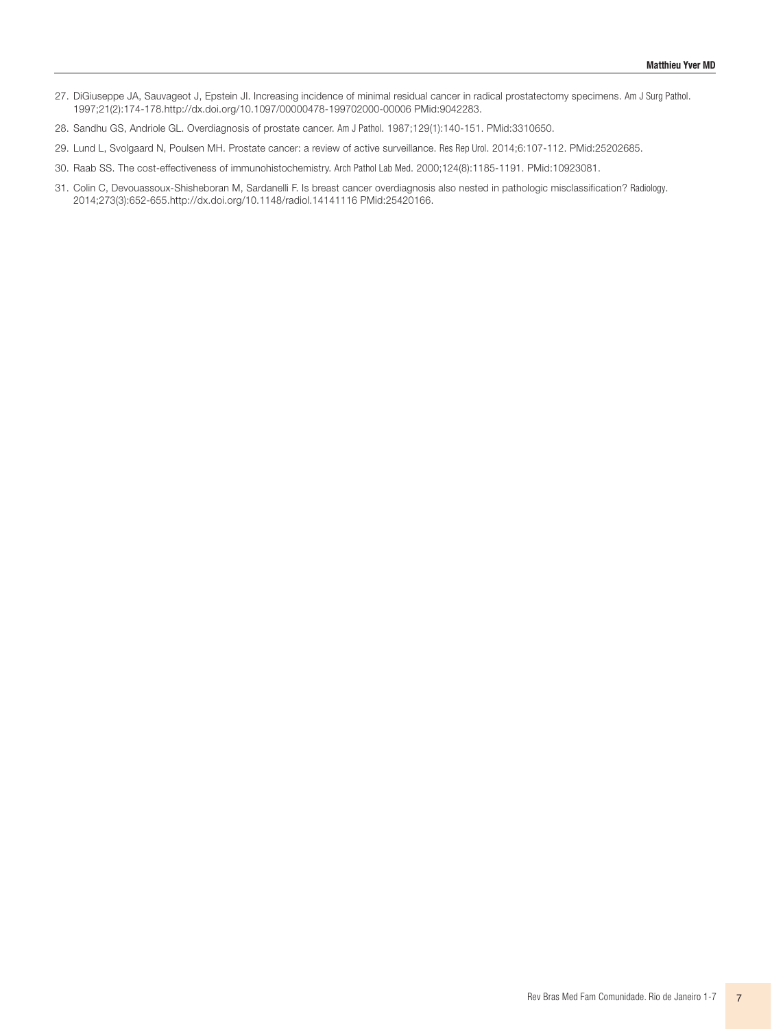27. DiGiuseppe JA, Sauvageot J, Epstein JI. Increasing incidence of minimal residual cancer in radical prostatectomy specimens. Am J Surg Pathol. 1997;21(2):174-178.http://dx.doi.org/10.1097/00000478-199702000-00006 PMid:9042283.

28. Sandhu GS, Andriole GL. Overdiagnosis of prostate cancer. Am J Pathol. 1987;129(1):140-151. PMid:3310650.

29. Lund L, Svolgaard N, Poulsen MH. Prostate cancer: a review of active surveillance. Res Rep Urol. 2014;6:107-112. PMid:25202685.

30. Raab SS. The cost-effectiveness of immunohistochemistry. Arch Pathol Lab Med. 2000;124(8):1185-1191. PMid:10923081.

31. Colin C, Devouassoux-Shisheboran M, Sardanelli F. Is breast cancer overdiagnosis also nested in pathologic misclassification? Radiology. 2014;273(3):652-655.http://dx.doi.org/10.1148/radiol.14141116 PMid:25420166.